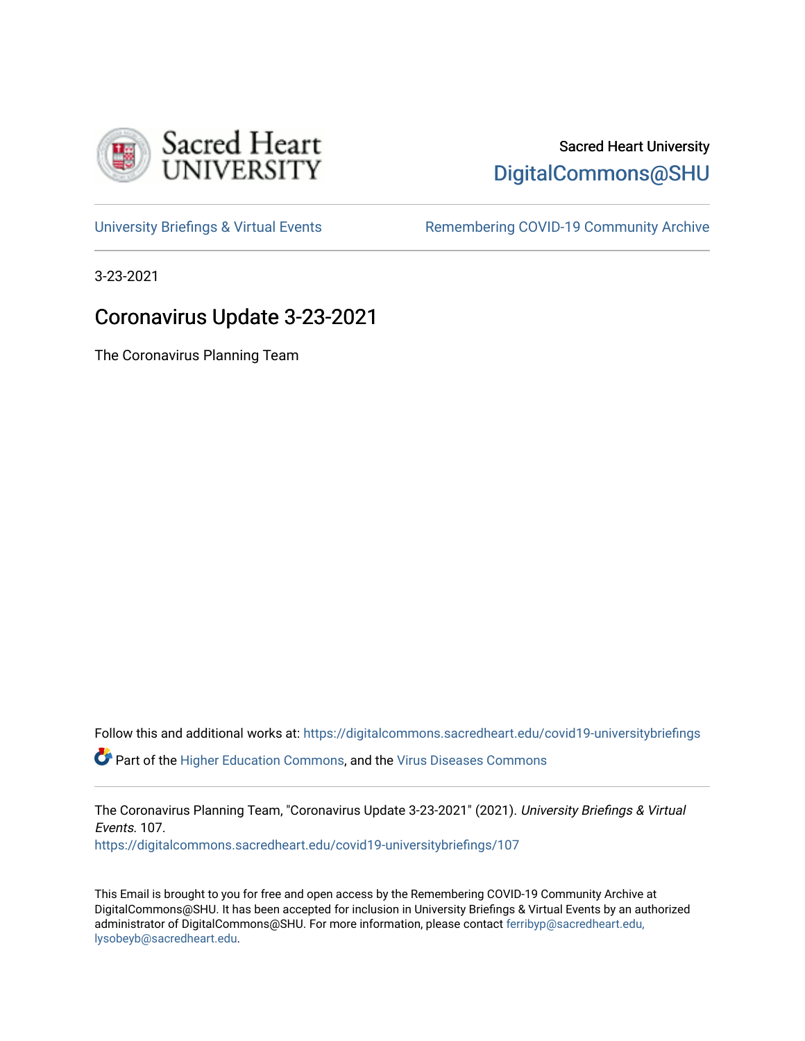Sacred Heart University

DigitalCommons@SHU

University Briefings & Virtual Events

Remembering COVID-19 Community Archive

3-23-2021

# Coronavirus Update 3-23-2021

The Coronavirus Planning Team

Follow this and additional works at: https://digitalcommons.sacredheart.edu/covid19-universitybriefings

Part of the Higher Education Commons, and the Virus Diseases Commons

The Coronavirus Planning Team, "Coronavirus Update 3-23-2021" (2021). *University Briefings & Virtual Events*. 107.
https://digitalcommons.sacredheart.edu/covid19-universitybriefings/107

This Email is brought to you for free and open access by the Remembering COVID-19 Community Archive at DigitalCommons@SHU. It has been accepted for inclusion in University Briefings & Virtual Events by an authorized administrator of DigitalCommons@SHU. For more information, please contact ferribyp@sacredheart.edu, lysobeyb@sacredheart.edu.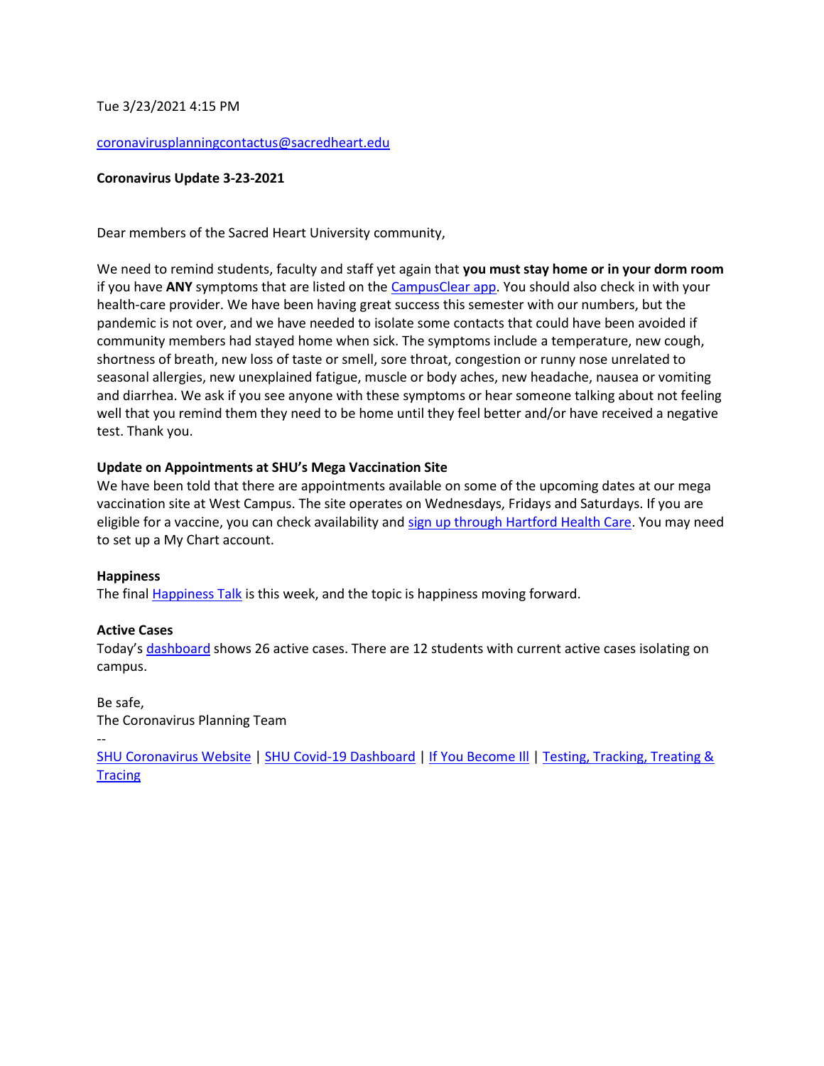Tue 3/23/2021 4:15 PM

coronavirusplanningcontactus@sacredheart.edu

**Coronavirus Update 3-23-2021**

Dear members of the Sacred Heart University community,

We need to remind students, faculty and staff yet again that **you must stay home or in your dorm room** if you have **ANY** symptoms that are listed on the CampusClear app. You should also check in with your health-care provider. We have been having great success this semester with our numbers, but the pandemic is not over, and we have needed to isolate some contacts that could have been avoided if community members had stayed home when sick. The symptoms include a temperature, new cough, shortness of breath, new loss of taste or smell, sore throat, congestion or runny nose unrelated to seasonal allergies, new unexplained fatigue, muscle or body aches, new headache, nausea or vomiting and diarrhea. We ask if you see anyone with these symptoms or hear someone talking about not feeling well that you remind them they need to be home until they feel better and/or have received a negative test. Thank you.

**Update on Appointments at SHU's Mega Vaccination Site**

We have been told that there are appointments available on some of the upcoming dates at our mega vaccination site at West Campus. The site operates on Wednesdays, Fridays and Saturdays. If you are eligible for a vaccine, you can check availability and sign up through Hartford Health Care. You may need to set up a My Chart account.

**Happiness**

The final Happiness Talk is this week, and the topic is happiness moving forward.

**Active Cases**

Today's dashboard shows 26 active cases. There are 12 students with current active cases isolating on campus.

Be safe,

The Coronavirus Planning Team

--

SHU Coronavirus Website | SHU Covid-19 Dashboard | If You Become Ill | Testing, Tracking, Treating & Tracing